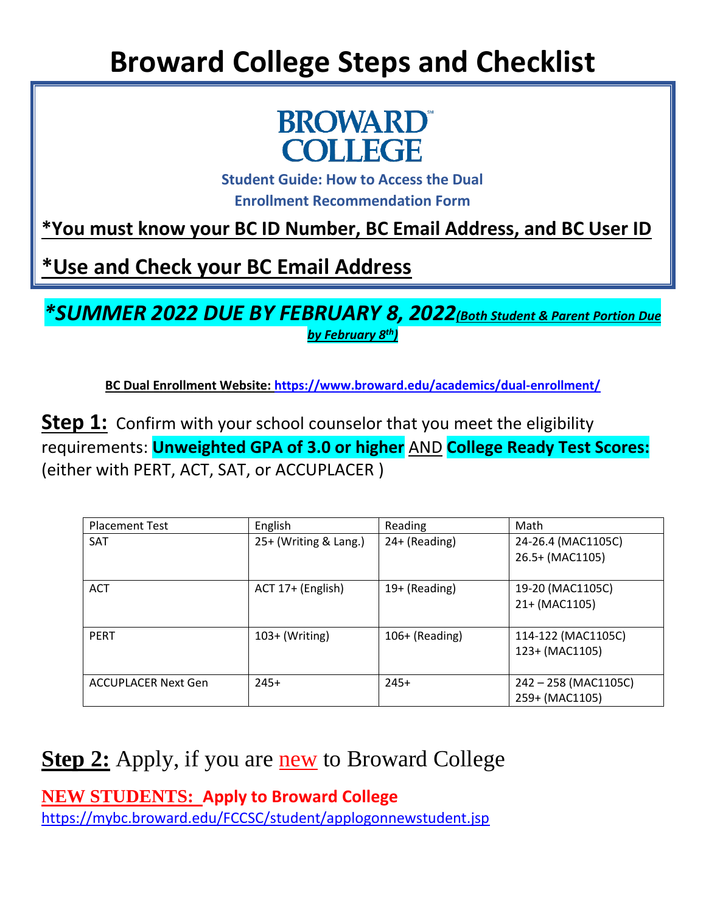# Broward College Steps and Checklist

BROWARD COLLEGE

**Student Guide: How to Access the Dual Enrollment Recommendation Form**

**\*You must know your BC ID Number, BC Email Address, and BC User ID**

**\*Use and Check your BC Email Address**

***\*SUMMER 2022 DUE BY FEBRUARY 8, 2022*** ***(Both Student & Parent Portion Due by February 8th)***

**BC Dual Enrollment Website: https://www.broward.edu/academics/dual-enrollment/**

**Step 1:** Confirm with your school counselor that you meet the eligibility requirements: **Unweighted GPA of 3.0 or higher** AND **College Ready Test Scores:** (either with PERT, ACT, SAT, or ACCUPLACER )

| Placement Test | English | Reading | Math |
|---|---|---|---|
| SAT | 25+ (Writing & Lang.) | 24+ (Reading) | 24-26.4 (MAC1105C)<br>26.5+ (MAC1105) |
| ACT | ACT 17+ (English) | 19+ (Reading) | 19-20 (MAC1105C)<br>21+ (MAC1105) |
| PERT | 103+ (Writing) | 106+ (Reading) | 114-122 (MAC1105C)<br>123+ (MAC1105) |
| ACCUPLACER Next Gen | 245+ | 245+ | 242 – 258 (MAC1105C)<br>259+ (MAC1105) |

**Step 2:** Apply, if you are new to Broward College

**NEW STUDENTS: Apply to Broward College**
https://mybc.broward.edu/FCCSC/student/applogonnewstudent.jsp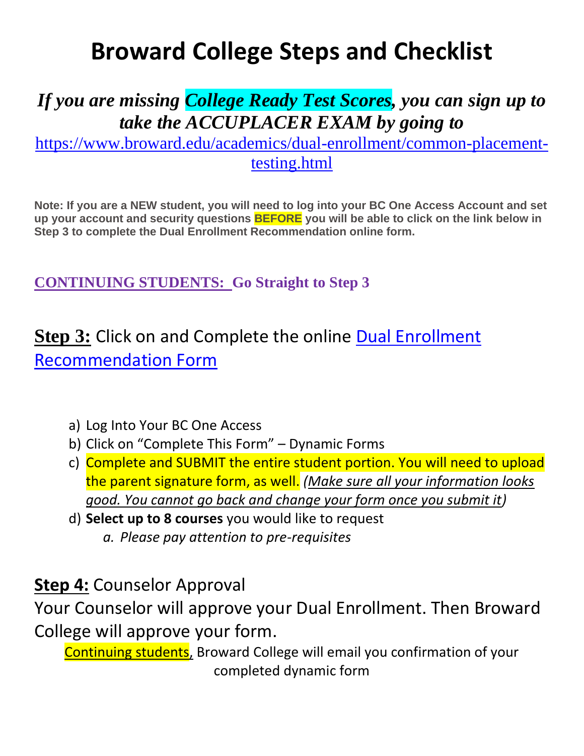# Broward College Steps and Checklist

## *If you are missing College Ready Test Scores, you can sign up to take the ACCUPLACER EXAM by going to*

https://www.broward.edu/academics/dual-enrollment/common-placement-testing.html

**Note: If you are a NEW student, you will need to log into your BC One Access Account and set up your account and security questions BEFORE you will be able to click on the link below in Step 3 to complete the Dual Enrollment Recommendation online form.**

**CONTINUING STUDENTS: Go Straight to Step 3**

## **Step 3:** Click on and Complete the online Dual Enrollment Recommendation Form

a) Log Into Your BC One Access
b) Click on "Complete This Form" – Dynamic Forms
c) Complete and SUBMIT the entire student portion. You will need to upload the parent signature form, as well. *(Make sure all your information looks good. You cannot go back and change your form once you submit it)*
d) **Select up to 8 courses** you would like to request
   a. *Please pay attention to pre-requisites*

## **Step 4:** Counselor Approval

Your Counselor will approve your Dual Enrollment. Then Broward College will approve your form.

Continuing students, Broward College will email you confirmation of your completed dynamic form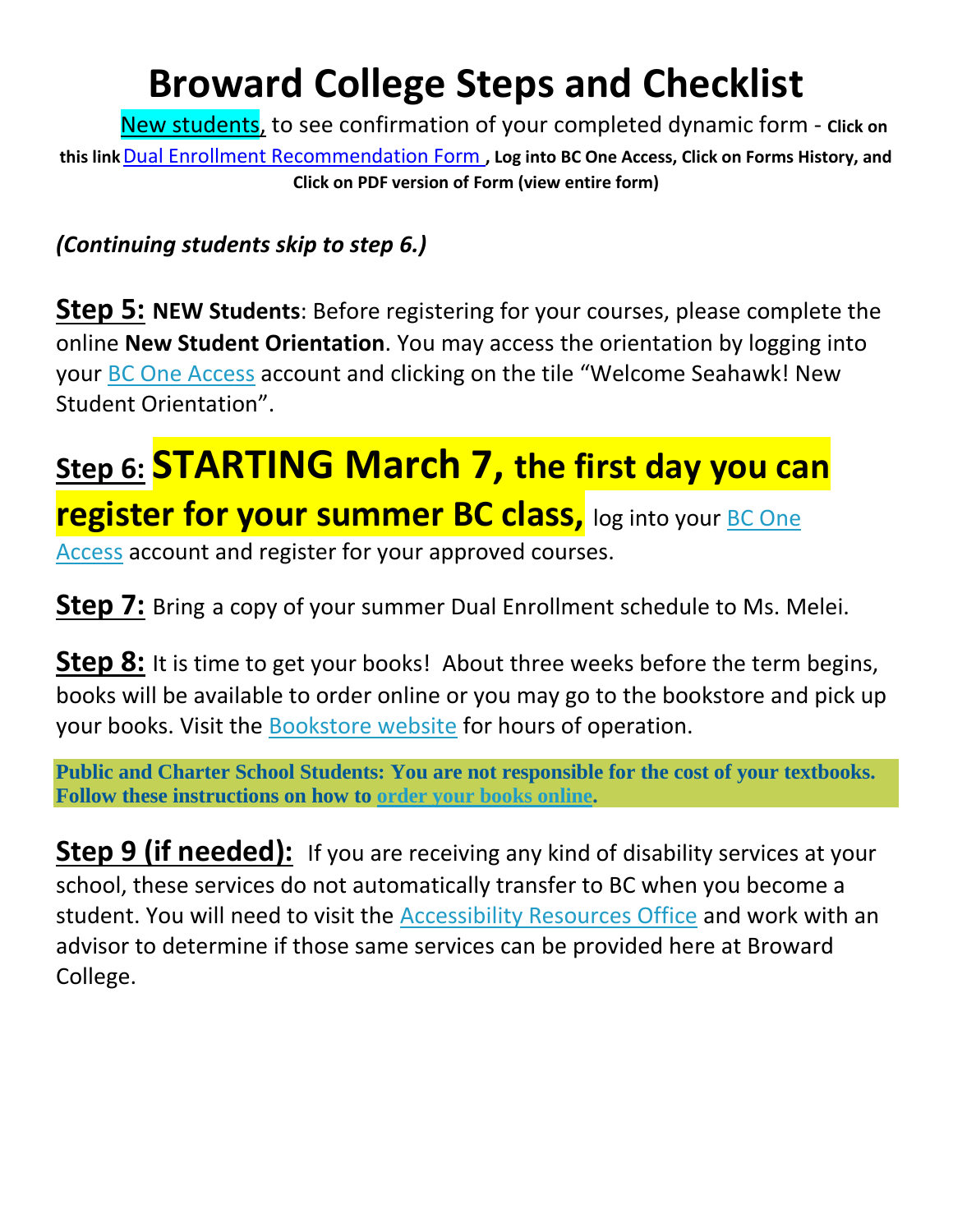# Broward College Steps and Checklist

New students, to see confirmation of your completed dynamic form - **Click on this link** Dual Enrollment Recommendation Form **, Log into BC One Access, Click on Forms History, and Click on PDF version of Form (view entire form)**

***(Continuing students skip to step 6.)***

**Step 5:** **NEW Students**: Before registering for your courses, please complete the online **New Student Orientation**. You may access the orientation by logging into your BC One Access account and clicking on the tile "Welcome Seahawk! New Student Orientation".

**Step 6:** **STARTING March 7, the first day you can register for your summer BC class,** log into your BC One Access account and register for your approved courses.

**Step 7:** Bring a copy of your summer Dual Enrollment schedule to Ms. Melei.

**Step 8:** It is time to get your books! About three weeks before the term begins, books will be available to order online or you may go to the bookstore and pick up your books. Visit the Bookstore website for hours of operation.

**Public and Charter School Students: You are not responsible for the cost of your textbooks. Follow these instructions on how to order your books online.**

**Step 9 (if needed):** If you are receiving any kind of disability services at your school, these services do not automatically transfer to BC when you become a student. You will need to visit the Accessibility Resources Office and work with an advisor to determine if those same services can be provided here at Broward College.